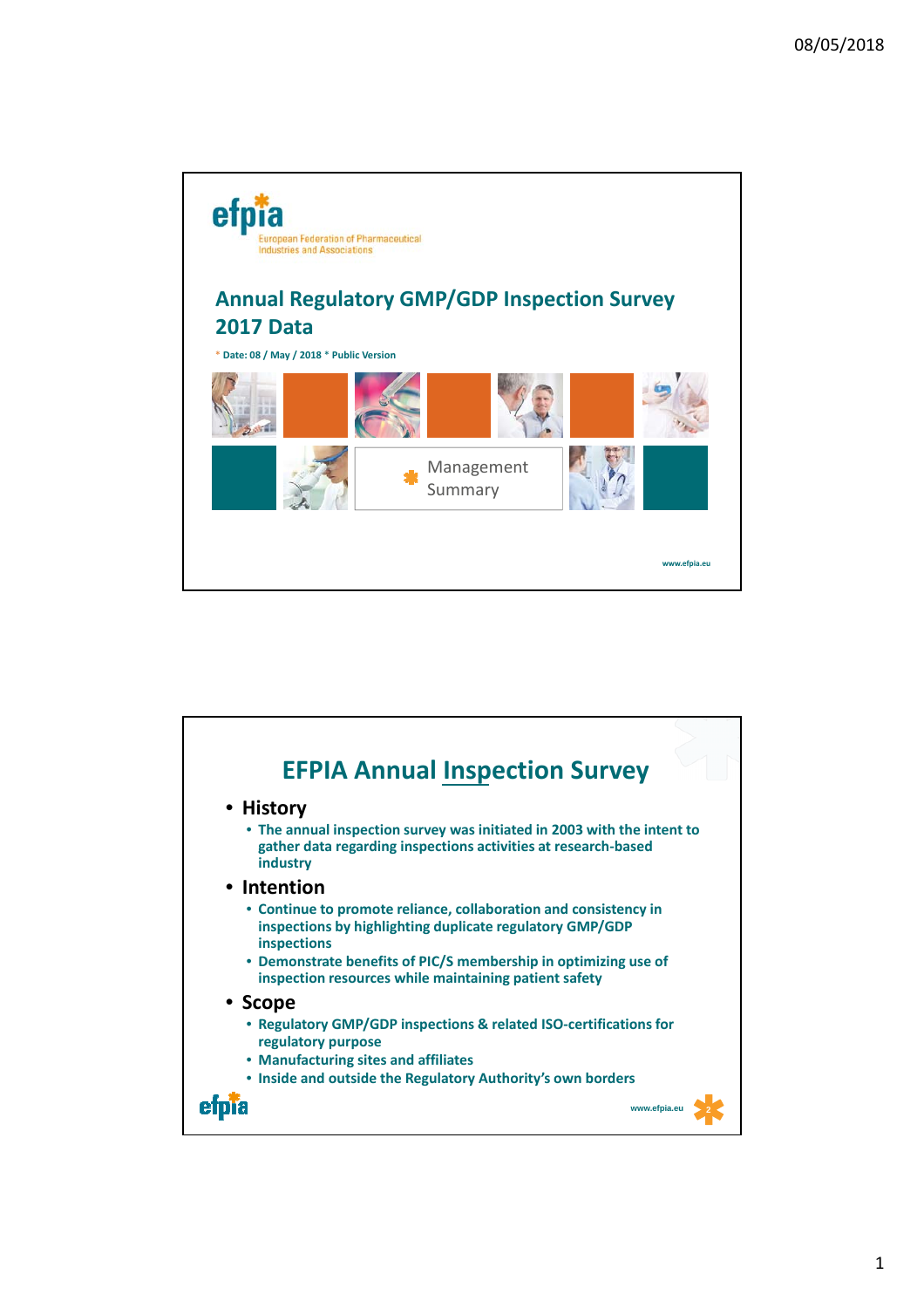# Annual Regulatory GMP/GDP Inspection Survey 2017 Data

efpia – European Federation of Pharmaceutical Industries and Associations

* Date: 08 / May / 2018 * Public Version

Management Summary

www.efpia.eu

## EFPIA Annual Inspection Survey

- **History**
  - The annual inspection survey was initiated in 2003 with the intent to gather data regarding inspections activities at research-based industry
- **Intention**
  - Continue to promote reliance, collaboration and consistency in inspections by highlighting duplicate regulatory GMP/GDP inspections
  - Demonstrate benefits of PIC/S membership in optimizing use of inspection resources while maintaining patient safety
- **Scope**
  - Regulatory GMP/GDP inspections & related ISO-certifications for regulatory purpose
  - Manufacturing sites and affiliates
  - Inside and outside the Regulatory Authority's own borders

www.efpia.eu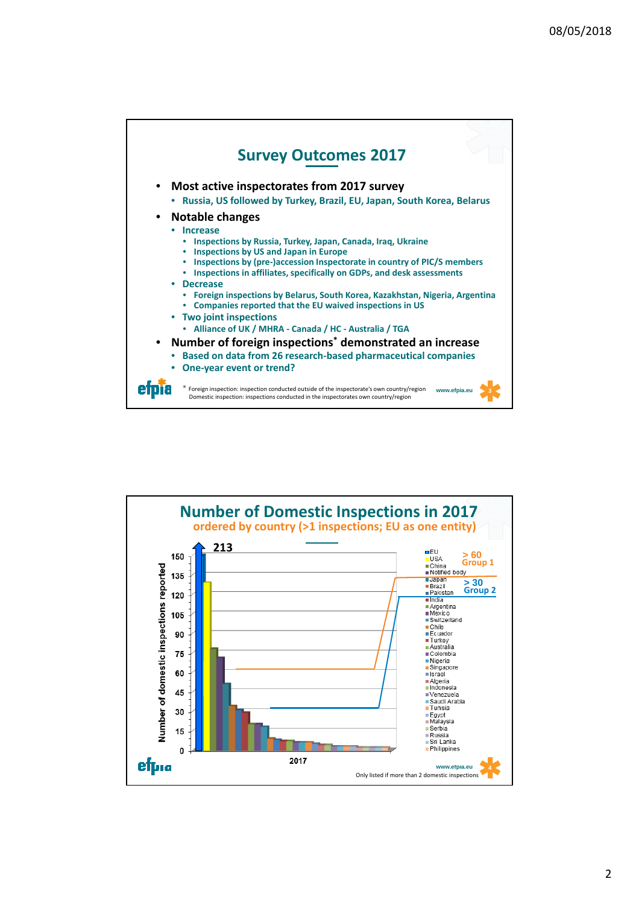## Survey Outcomes 2017

- **Most active inspectorates from 2017 survey**
  - Russia, US followed by Turkey, Brazil, EU, Japan, South Korea, Belarus
- **Notable changes**
  - Increase
    - Inspections by Russia, Turkey, Japan, Canada, Iraq, Ukraine
    - Inspections by US and Japan in Europe
    - Inspections by (pre-)accession Inspectorate in country of PIC/S members
    - Inspections in affiliates, specifically on GDPs, and desk assessments
  - Decrease
    - Foreign inspections by Belarus, South Korea, Kazakhstan, Nigeria, Argentina
    - Companies reported that the EU waived inspections in US
  - Two joint inspections
    - Alliance of UK / MHRA - Canada / HC - Australia / TGA
- **Number of foreign inspections* demonstrated an increase**
  - Based on data from 26 research-based pharmaceutical companies
  - One-year event or trend?

\* Foreign inspection: inspection conducted outside of the inspectorate's own country/region
Domestic inspection: inspections conducted in the inspectorates own country/region

www.efpia.eu

## Number of Domestic Inspections in 2017

ordered by country (>1 inspections; EU as one entity)

Bar chart: Number of domestic inspections reported, 2017. EU bar reaches 213. Legend: EU, USA, China, Notified body, Japan, Brazil, Pakistan, India, Argentina, Mexico, Switzerland, Chile, Ecuador, Turkey, Australia, Colombia, Nigeria, Singapore, Israel, Algeria, Indonesia, Venezuela, Saudi Arabia, Tunisia, Egypt, Malaysia, Serbia, Russia, Sri Lanka, Philippines. Group 1: > 60; Group 2: > 30.

Only listed if more than 2 domestic inspections

www.efpia.eu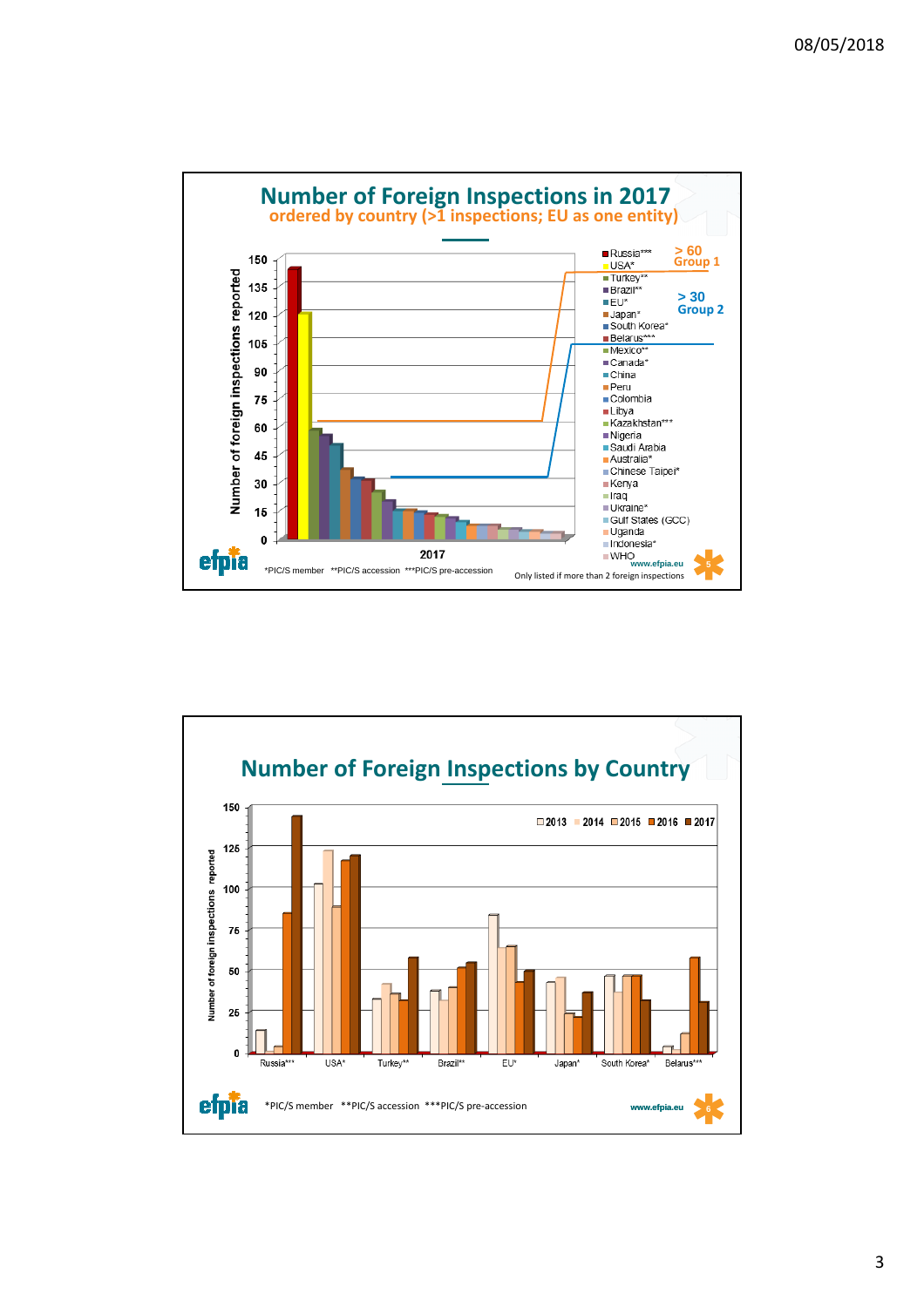## Number of Foreign Inspections in 2017

ordered by country (>1 inspections; EU as one entity)

Number of foreign inspections reported

150, 135, 120, 105, 90, 75, 60, 45, 30, 15, 0

2017

> 60 Group 1

> 30 Group 2

Russia***, USA*, Turkey**, Brazil**, EU*, Japan*, South Korea*, Belarus***, Mexico**, Canada*, China, Peru, Colombia, Libya, Kazakhstan***, Nigeria, Saudi Arabia, Australia*, Chinese Taipei*, Kenya, Iraq, Ukraine*, Gulf States (GCC), Uganda, Indonesia*, WHO

*PIC/S member **PIC/S accession ***PIC/S pre-accession

Only listed if more than 2 foreign inspections

www.efpia.eu

## Number of Foreign Inspections by Country

Number of foreign inspections reported

2013, 2014, 2015, 2016, 2017

Russia***, USA*, Turkey**, Brazil**, EU*, Japan*, South Korea*, Belarus***

*PIC/S member **PIC/S accession ***PIC/S pre-accession

www.efpia.eu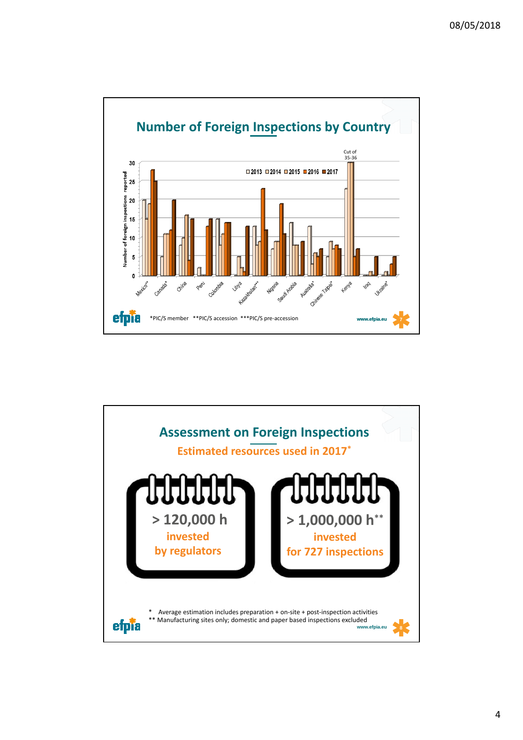## Number of Foreign Inspections by Country

Cut of 35-36

□2013 □2014 □2015 ■2016 ■2017

Number of foreign inspections reported

Mexico**, Canada*, China, Peru, Colombia, Libya, Kazakhstan***, Nigeria, Saudi Arabia, Australia*, Chinese Taipei*, Kenya, Iraq, Ukraine*

*PIC/S member **PIC/S accession ***PIC/S pre-accession

www.efpia.eu

## Assessment on Foreign Inspections

### Estimated resources used in 2017*

**> 120,000 h** invested by regulators

**> 1,000,000 h**** invested for 727 inspections

\* Average estimation includes preparation + on-site + post-inspection activities
** Manufacturing sites only; domestic and paper based inspections excluded

www.efpia.eu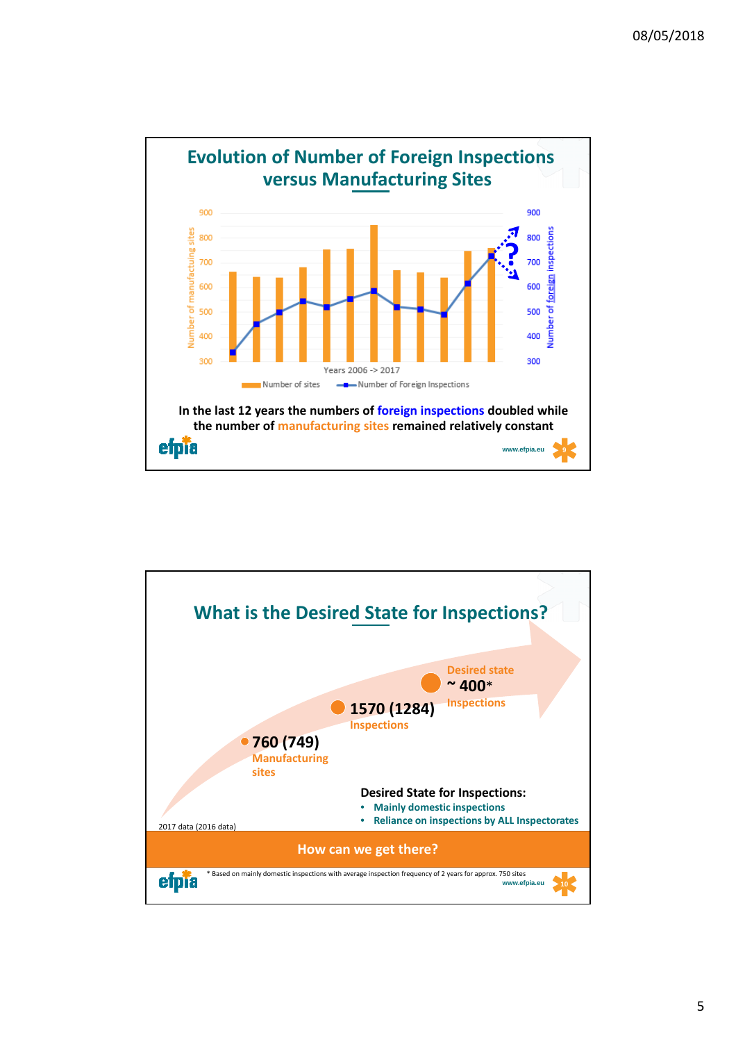## Evolution of Number of Foreign Inspections versus Manufacturing Sites

Number of manufacturing sites (left axis, 300–900) / Number of foreign inspections (right axis, 300–900)

Years 2006 -> 2017

Number of sites | Number of Foreign Inspections

In the last 12 years the numbers of foreign inspections doubled while the number of manufacturing sites remained relatively constant

www.efpia.eu

## What is the Desired State for Inspections?

- **760 (749)** Manufacturing sites
- **1570 (1284)** Inspections
- Desired state **~ 400*** Inspections

2017 data (2016 data)

**Desired State for Inspections:**

- Mainly domestic inspections
- Reliance on inspections by ALL Inspectorates

**How can we get there?**

* Based on mainly domestic inspections with average inspection frequency of 2 years for approx. 750 sites

www.efpia.eu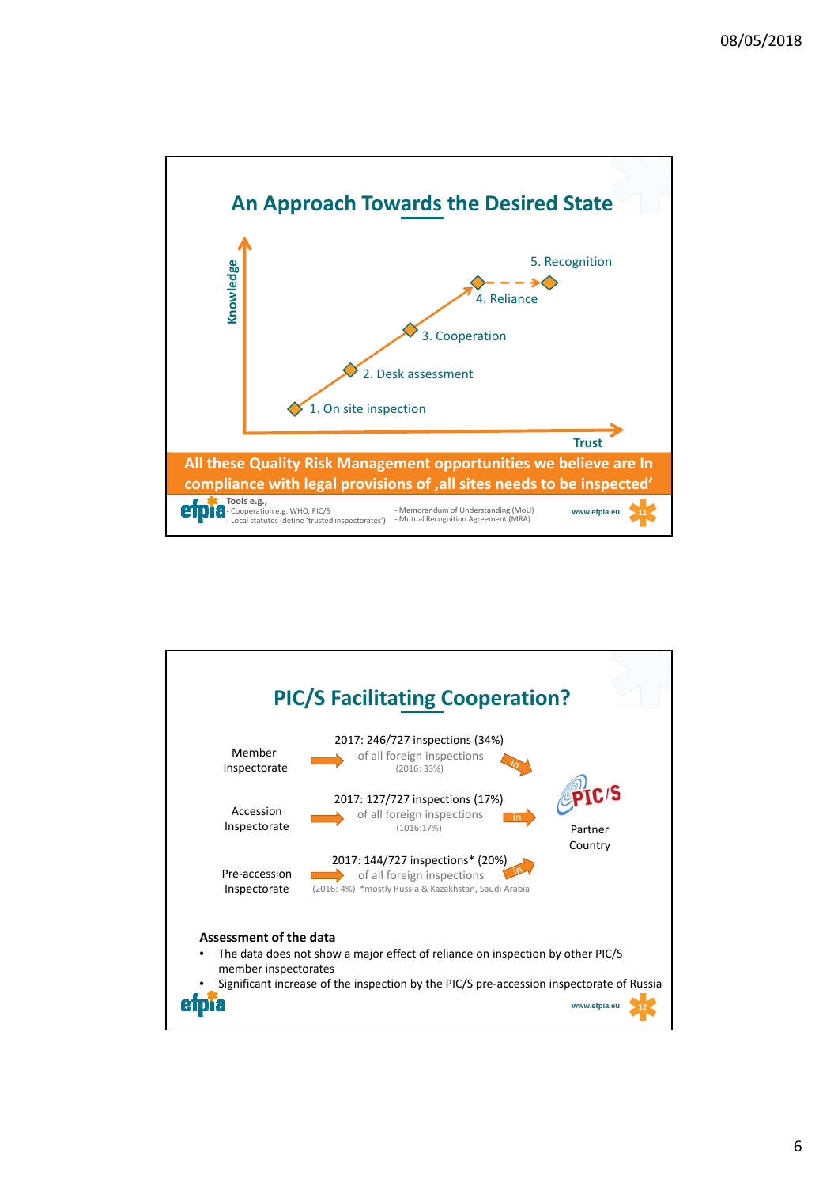## An Approach Towards the Desired State

Knowledge

5. Recognition

4. Reliance

3. Cooperation

2. Desk assessment

1. On site inspection

Trust

**All these Quality Risk Management opportunities we believe are In compliance with legal provisions of ‚all sites needs to be inspected'**

Tools e.g.,
- Cooperation e.g. WHO, PIC/S
- Local statutes (define 'trusted inspectorates')

- Memorandum of Understanding (MoU)
- Mutual Recognition Agreement (MRA)

www.efpia.eu

## PIC/S Facilitating Cooperation?

Member Inspectorate → 2017: 246/727 inspections (34%) of all foreign inspections (2016: 33%) → in

Accession Inspectorate → 2017: 127/727 inspections (17%) of all foreign inspections (1016:17%) → in

Pre-accession Inspectorate → 2017: 144/727 inspections* (20%) of all foreign inspections (2016: 4%) *mostly Russia & Kazakhstan, Saudi Arabia → in

PIC/S Partner Country

**Assessment of the data**

- The data does not show a major effect of reliance on inspection by other PIC/S member inspectorates
- Significant increase of the inspection by the PIC/S pre-accession inspectorate of Russia

www.efpia.eu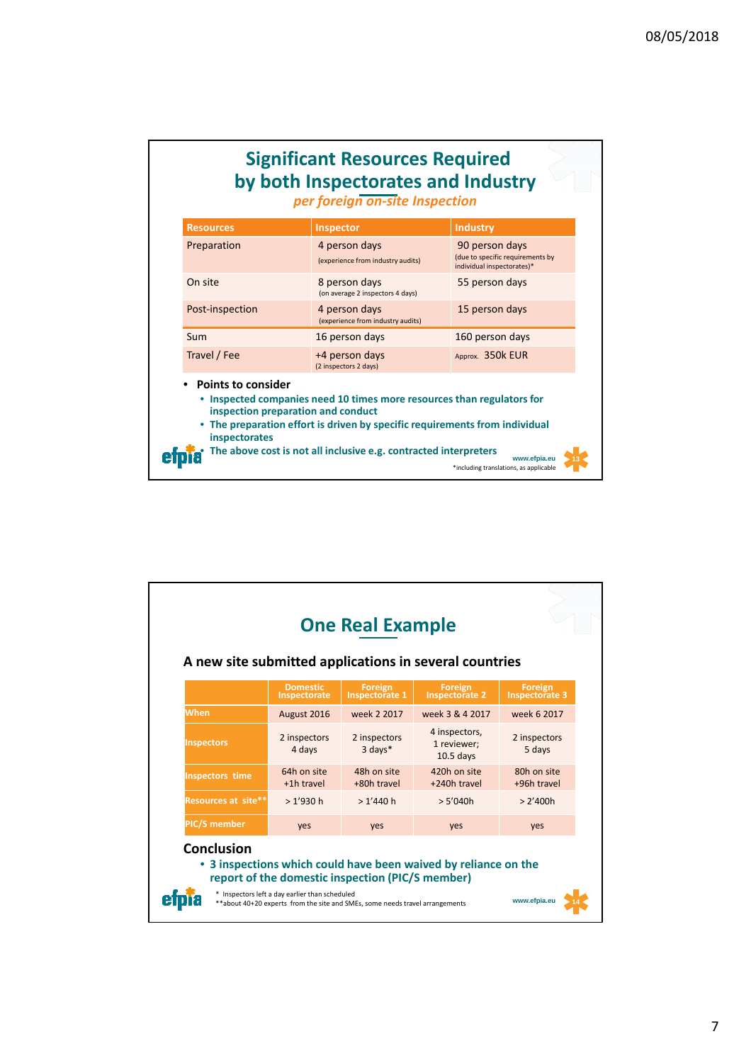# Significant Resources Required by both Inspectorates and Industry

*per foreign on-site Inspection*

| Resources | Inspector | Industry |
|---|---|---|
| Preparation | 4 person days (experience from industry audits) | 90 person days (due to specific requirements by individual inspectorates)* |
| On site | 8 person days (on average 2 inspectors 4 days) | 55 person days |
| Post-inspection | 4 person days (experience from industry audits) | 15 person days |
| Sum | 16 person days | 160 person days |
| Travel / Fee | +4 person days (2 inspectors 2 days) | Approx. 350k EUR |

- **Points to consider**
  - **Inspected companies need 10 times more resources than regulators for inspection preparation and conduct**
  - **The preparation effort is driven by specific requirements from individual inspectorates**
  - **The above cost is not all inclusive e.g. contracted interpreters**

*including translations, as applicable

www.efpia.eu

# One Real Example

### A new site submitted applications in several countries

| | Domestic Inspectorate | Foreign Inspectorate 1 | Foreign Inspectorate 2 | Foreign Inspectorate 3 |
|---|---|---|---|---|
| When | August 2016 | week 2 2017 | week 3 & 4 2017 | week 6 2017 |
| Inspectors | 2 inspectors 4 days | 2 inspectors 3 days* | 4 inspectors, 1 reviewer; 10.5 days | 2 inspectors 5 days |
| Inspectors time | 64h on site +1h travel | 48h on site +80h travel | 420h on site +240h travel | 80h on site +96h travel |
| Resources at site** | > 1'930 h | > 1'440 h | > 5'040h | > 2'400h |
| PIC/S member | yes | yes | yes | yes |

### Conclusion

- **3 inspections which could have been waived by reliance on the report of the domestic inspection (PIC/S member)**

\* Inspectors left a day earlier than scheduled
\*\*about 40+20 experts from the site and SMEs, some needs travel arrangements

www.efpia.eu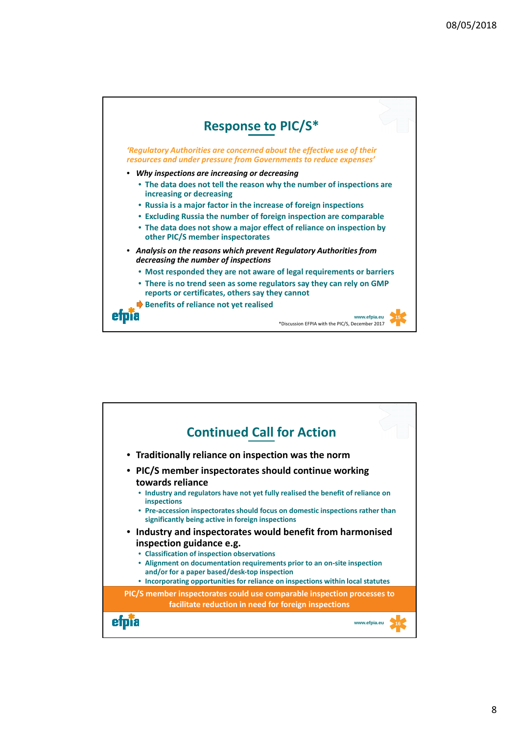## Response to PIC/S*

*'Regulatory Authorities are concerned about the effective use of their resources and under pressure from Governments to reduce expenses'*

- *Why inspections are increasing or decreasing*
  - The data does not tell the reason why the number of inspections are increasing or decreasing
  - Russia is a major factor in the increase of foreign inspections
  - Excluding Russia the number of foreign inspection are comparable
  - The data does not show a major effect of reliance on inspection by other PIC/S member inspectorates
- *Analysis on the reasons which prevent Regulatory Authorities from decreasing the number of inspections*
  - Most responded they are not aware of legal requirements or barriers
  - There is no trend seen as some regulators say they can rely on GMP reports or certificates, others say they cannot
  - ➡ Benefits of reliance not yet realised

*Discussion EFPIA with the PIC/S, December 2017

## Continued Call for Action

- **Traditionally reliance on inspection was the norm**
- **PIC/S member inspectorates should continue working towards reliance**
  - Industry and regulators have not yet fully realised the benefit of reliance on inspections
  - Pre-accession inspectorates should focus on domestic inspections rather than significantly being active in foreign inspections
- **Industry and inspectorates would benefit from harmonised inspection guidance e.g.**
  - Classification of inspection observations
  - Alignment on documentation requirements prior to an on-site inspection and/or for a paper based/desk-top inspection
  - Incorporating opportunities for reliance on inspections within local statutes

**PIC/S member inspectorates could use comparable inspection processes to facilitate reduction in need for foreign inspections**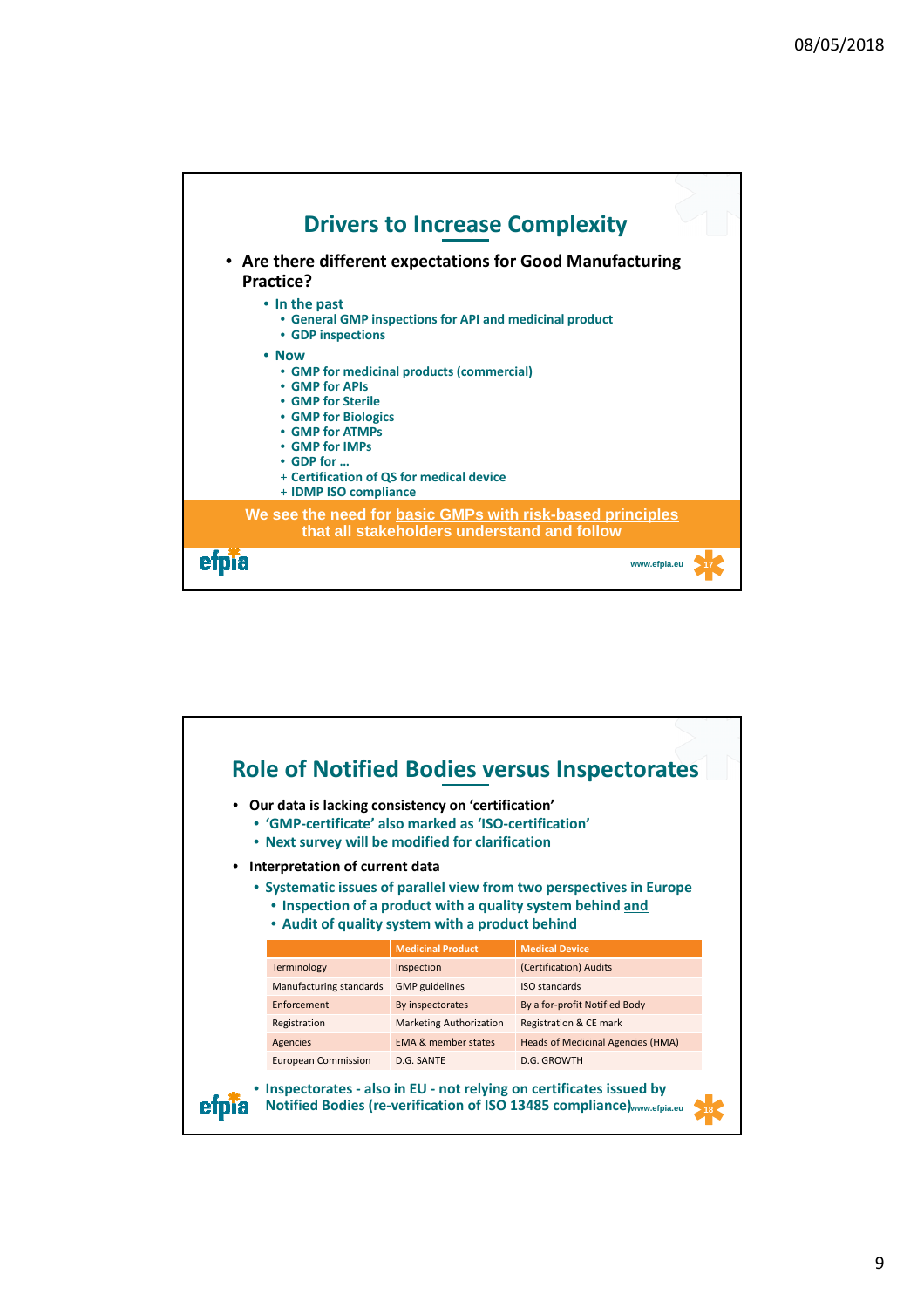## Drivers to Increase Complexity

- **Are there different expectations for Good Manufacturing Practice?**
  - In the past
    - General GMP inspections for API and medicinal product
    - GDP inspections
  - Now
    - GMP for medicinal products (commercial)
    - GMP for APIs
    - GMP for Sterile
    - GMP for Biologics
    - GMP for ATMPs
    - GMP for IMPs
    - GDP for …
    - \+ Certification of QS for medical device
    - \+ IDMP ISO compliance

**We see the need for basic GMPs with risk-based principles that all stakeholders understand and follow**

efpia

www.efpia.eu

## Role of Notified Bodies versus Inspectorates

- **Our data is lacking consistency on 'certification'**
  - 'GMP-certificate' also marked as 'ISO-certification'
  - Next survey will be modified for clarification
- **Interpretation of current data**
  - Systematic issues of parallel view from two perspectives in Europe
    - Inspection of a product with a quality system behind and
    - Audit of quality system with a product behind

| | Medicinal Product | Medical Device |
|---|---|---|
| Terminology | Inspection | (Certification) Audits |
| Manufacturing standards | GMP guidelines | ISO standards |
| Enforcement | By inspectorates | By a for-profit Notified Body |
| Registration | Marketing Authorization | Registration & CE mark |
| Agencies | EMA & member states | Heads of Medicinal Agencies (HMA) |
| European Commission | D.G. SANTE | D.G. GROWTH |

- Inspectorates - also in EU - not relying on certificates issued by Notified Bodies (re-verification of ISO 13485 compliance)

efpia

www.efpia.eu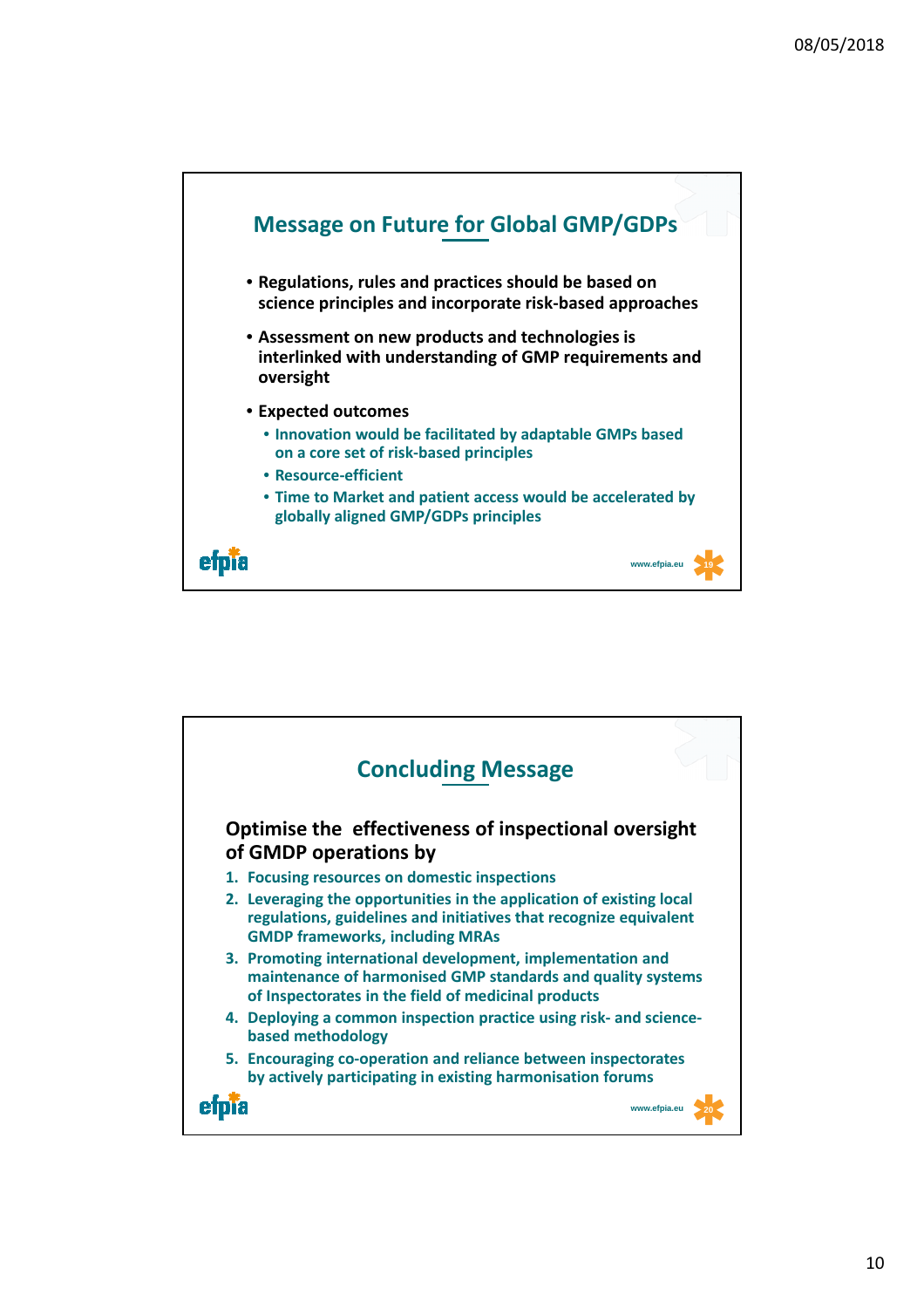## Message on Future for Global GMP/GDPs

- Regulations, rules and practices should be based on science principles and incorporate risk-based approaches
- Assessment on new products and technologies is interlinked with understanding of GMP requirements and oversight
- Expected outcomes
  - Innovation would be facilitated by adaptable GMPs based on a core set of risk-based principles
  - Resource-efficient
  - Time to Market and patient access would be accelerated by globally aligned GMP/GDPs principles

efpia

www.efpia.eu

## Concluding Message

**Optimise the effectiveness of inspectional oversight of GMDP operations by**

1. Focusing resources on domestic inspections
2. Leveraging the opportunities in the application of existing local regulations, guidelines and initiatives that recognize equivalent GMDP frameworks, including MRAs
3. Promoting international development, implementation and maintenance of harmonised GMP standards and quality systems of Inspectorates in the field of medicinal products
4. Deploying a common inspection practice using risk- and science-based methodology
5. Encouraging co-operation and reliance between inspectorates by actively participating in existing harmonisation forums

efpia

www.efpia.eu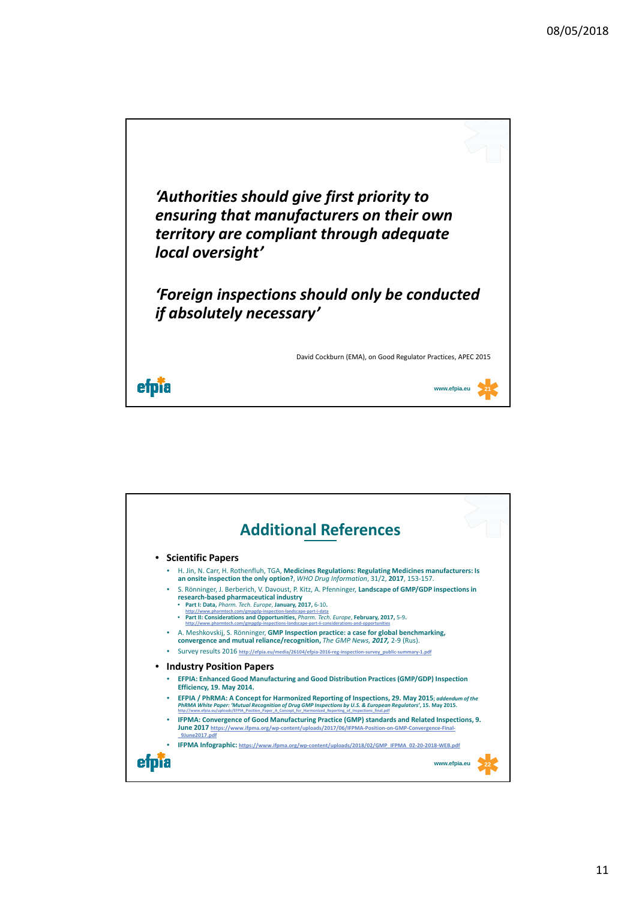*'Authorities should give first priority to ensuring that manufacturers on their own territory are compliant through adequate local oversight'*

*'Foreign inspections should only be conducted if absolutely necessary'*

David Cockburn (EMA), on Good Regulator Practices, APEC 2015

efpia

www.efpia.eu

---

## Additional References

- **Scientific Papers**
  - H. Jin, N. Carr, H. Rothenfluh, TGA, **Medicines Regulations: Regulating Medicines manufacturers: Is an onsite inspection the only option?**, *WHO Drug Information*, 31/2, **2017**, 153-157.
  - S. Rönninger, J. Berberich, V. Davoust, P. Kitz, A. Pfenninger, **Landscape of GMP/GDP inspections in research-based pharmaceutical industry**
    - **Part I: Data,** *Pharm. Tech. Europe*, **January, 2017,** 6-10. http://www.pharmtech.com/gmpgdp-inspection-landscape-part-i-data
    - **Part II: Considerations and Opportunities,** *Pharm. Tech. Europe*, **February, 2017,** 5-9. http://www.pharmtech.com/gmpgdp-inspections-landscape-part-ii-considerations-and-opportunities
  - A. Meshkovskij, S. Rönninger, **GMP Inspection practice: a case for global benchmarking, convergence and mutual reliance/recognition,** *The GMP News, **2017,*** 2-9 (Rus).
  - Survey results 2016 http://efpia.eu/media/26104/efpia-2016-reg-inspection-survey_public-summary-1.pdf
- **Industry Position Papers**
  - **EFPIA: Enhanced Good Manufacturing and Good Distribution Practices (GMP/GDP) Inspection Efficiency, 19. May 2014.**
  - **EFPIA / PhRMA: A Concept for Harmonized Reporting of Inspections, 29. May 2015**; ***addendum of the PhRMA White Paper: 'Mutual Recognition of Drug GMP Inspections by U.S. & European Regulators'*, 15. May 2015.** http://www.efpia.eu/uploads/EFPIA_Position_Paper_A_Concept_for_Harmonized_Reporting_of_Inspections_final.pdf
  - **IFPMA: Convergence of Good Manufacturing Practice (GMP) standards and Related Inspections, 9. June 2017** https://www.ifpma.org/wp-content/uploads/2017/06/IFPMA-Position-on-GMP-Convergence-Final-_9June2017.pdf
  - **IFPMA Infographic:** https://www.ifpma.org/wp-content/uploads/2018/02/GMP_IFPMA_02-20-2018-WEB.pdf

efpia

www.efpia.eu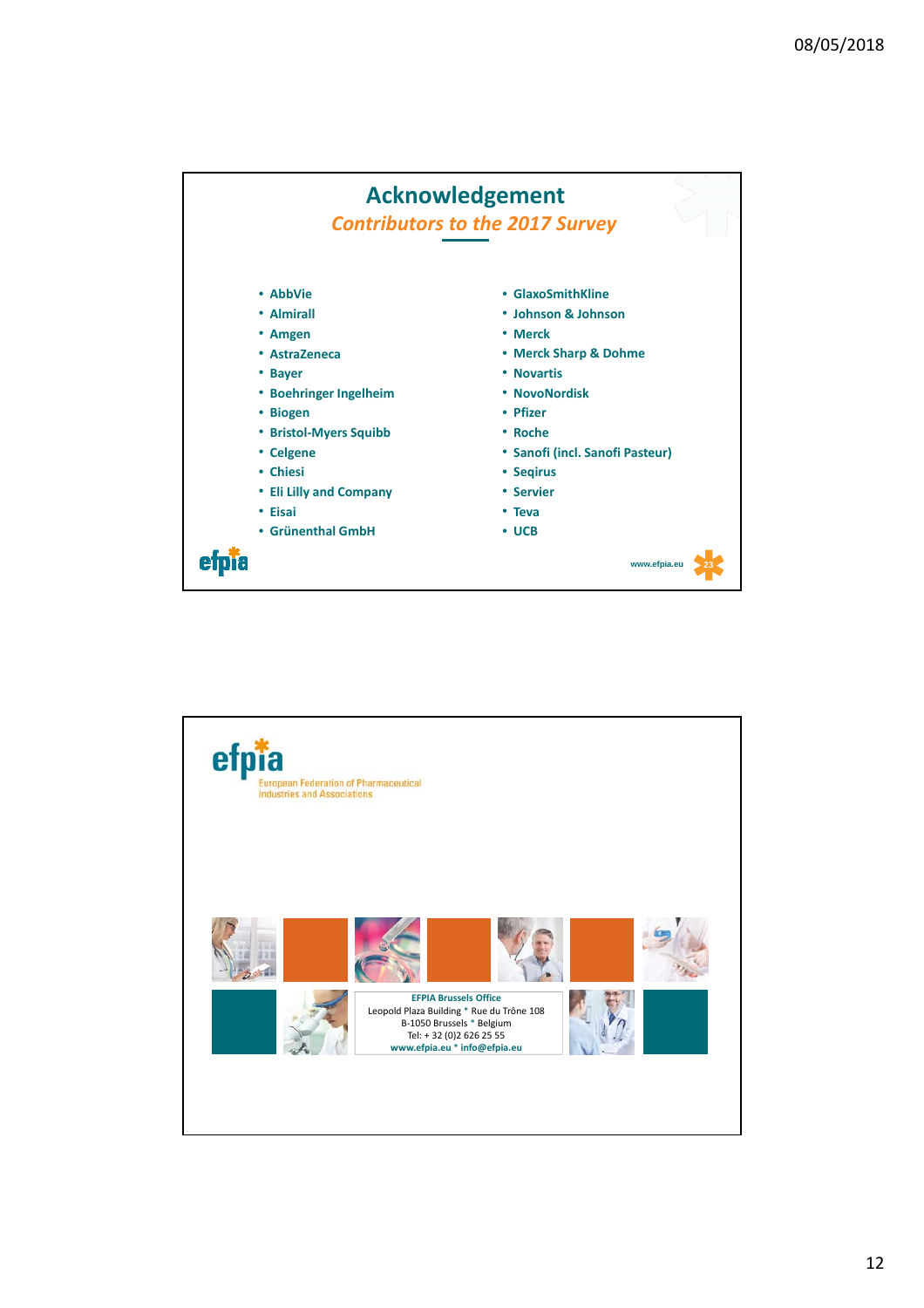# Acknowledgement

## *Contributors to the 2017 Survey*

- AbbVie
- Almirall
- Amgen
- AstraZeneca
- Bayer
- Boehringer Ingelheim
- Biogen
- Bristol-Myers Squibb
- Celgene
- Chiesi
- Eli Lilly and Company
- Eisai
- Grünenthal GmbH
- GlaxoSmithKline
- Johnson & Johnson
- Merck
- Merck Sharp & Dohme
- Novartis
- NovoNordisk
- Pfizer
- Roche
- Sanofi (incl. Sanofi Pasteur)
- Seqirus
- Servier
- Teva
- UCB

efpia

www.efpia.eu

---

efpia

European Federation of Pharmaceutical Industries and Associations

**EFPIA Brussels Office**
Leopold Plaza Building * Rue du Trône 108
B-1050 Brussels * Belgium
Tel: + 32 (0)2 626 25 55
**www.efpia.eu * info@efpia.eu**